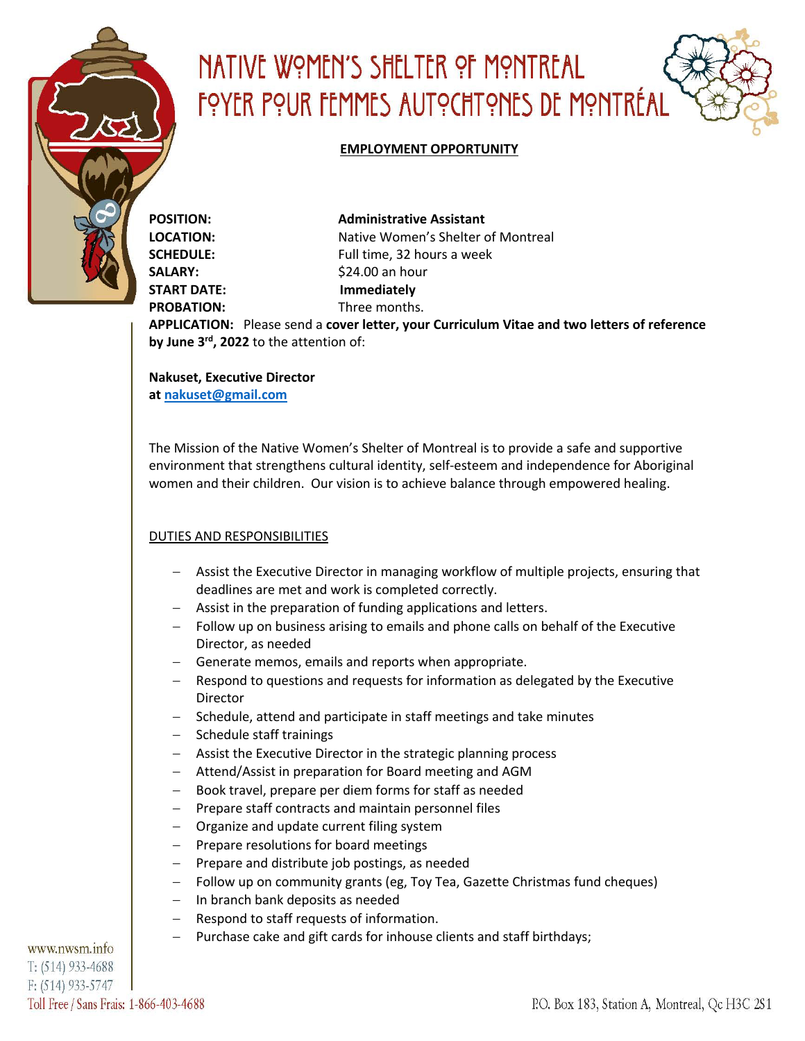# NATIVE WOMEN'S SHELTER OF MONTREAL
# FOYER POUR FEMMES AUTOCHTONES DE MONTRÉAL

**EMPLOYMENT OPPORTUNITY**

**POSITION:** **Administrative Assistant**
**LOCATION:** Native Women's Shelter of Montreal
**SCHEDULE:** Full time, 32 hours a week
**SALARY:** $24.00 an hour
**START DATE:** **Immediately**
**PROBATION:** Three months.
**APPLICATION:** Please send a **cover letter, your Curriculum Vitae and two letters of reference by June 3rd, 2022** to the attention of:

**Nakuset, Executive Director**
**at nakuset@gmail.com**

The Mission of the Native Women's Shelter of Montreal is to provide a safe and supportive environment that strengthens cultural identity, self-esteem and independence for Aboriginal women and their children. Our vision is to achieve balance through empowered healing.

DUTIES AND RESPONSIBILITIES

- Assist the Executive Director in managing workflow of multiple projects, ensuring that deadlines are met and work is completed correctly.
- Assist in the preparation of funding applications and letters.
- Follow up on business arising to emails and phone calls on behalf of the Executive Director, as needed
- Generate memos, emails and reports when appropriate.
- Respond to questions and requests for information as delegated by the Executive Director
- Schedule, attend and participate in staff meetings and take minutes
- Schedule staff trainings
- Assist the Executive Director in the strategic planning process
- Attend/Assist in preparation for Board meeting and AGM
- Book travel, prepare per diem forms for staff as needed
- Prepare staff contracts and maintain personnel files
- Organize and update current filing system
- Prepare resolutions for board meetings
- Prepare and distribute job postings, as needed
- Follow up on community grants (eg, Toy Tea, Gazette Christmas fund cheques)
- In branch bank deposits as needed
- Respond to staff requests of information.
- Purchase cake and gift cards for inhouse clients and staff birthdays;

www.nwsm.info
T: (514) 933-4688
F: (514) 933-5747
Toll Free / Sans Frais: 1-866-403-4688

P.O. Box 183, Station A, Montreal, Qc H3C 2S1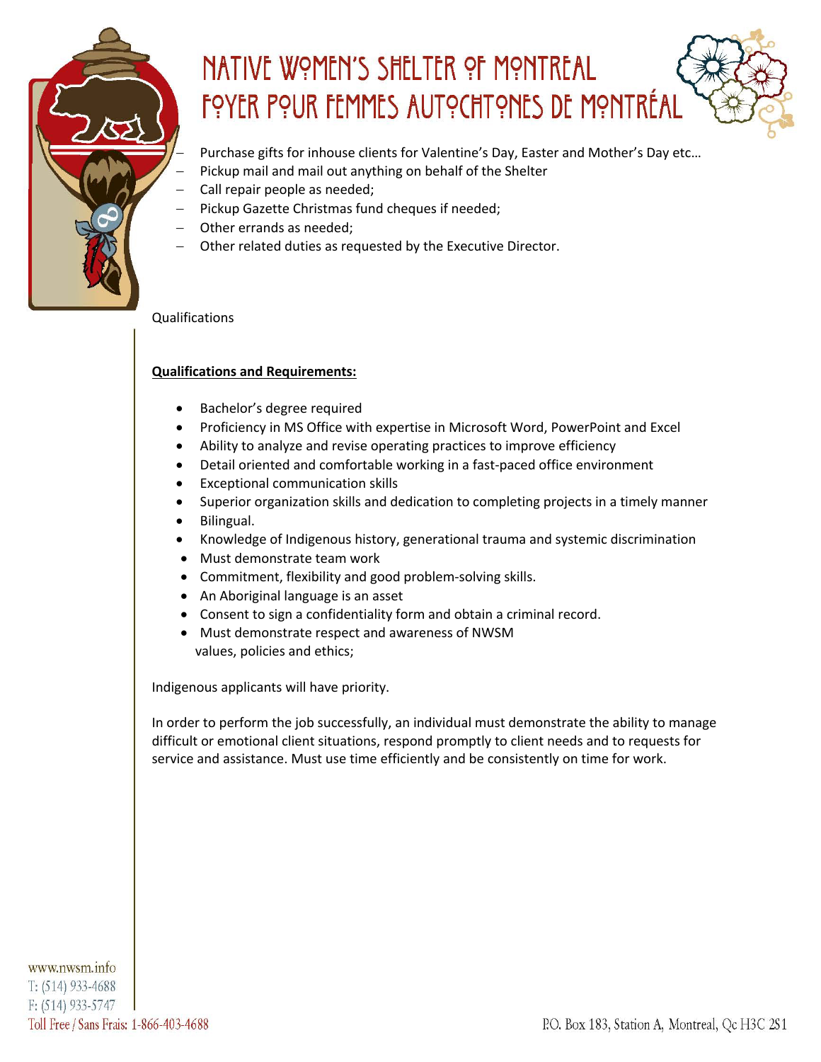# NATIVE WOMEN'S SHELTER OF MONTREAL
# FOYER POUR FEMMES AUTOCHTONES DE MONTRÉAL

- Purchase gifts for inhouse clients for Valentine's Day, Easter and Mother's Day etc…
- Pickup mail and mail out anything on behalf of the Shelter
- Call repair people as needed;
- Pickup Gazette Christmas fund cheques if needed;
- Other errands as needed;
- Other related duties as requested by the Executive Director.

Qualifications

**Qualifications and Requirements:**

- Bachelor's degree required
- Proficiency in MS Office with expertise in Microsoft Word, PowerPoint and Excel
- Ability to analyze and revise operating practices to improve efficiency
- Detail oriented and comfortable working in a fast-paced office environment
- Exceptional communication skills
- Superior organization skills and dedication to completing projects in a timely manner
- Bilingual.
- Knowledge of Indigenous history, generational trauma and systemic discrimination
- Must demonstrate team work
- Commitment, flexibility and good problem-solving skills.
- An Aboriginal language is an asset
- Consent to sign a confidentiality form and obtain a criminal record.
- Must demonstrate respect and awareness of NWSM values, policies and ethics;

Indigenous applicants will have priority.

In order to perform the job successfully, an individual must demonstrate the ability to manage difficult or emotional client situations, respond promptly to client needs and to requests for service and assistance. Must use time efficiently and be consistently on time for work.

www.nwsm.info
T: (514) 933-4688
F: (514) 933-5747
Toll Free / Sans Frais: 1-866-403-4688

P.O. Box 183, Station A, Montreal, Qc H3C 2S1